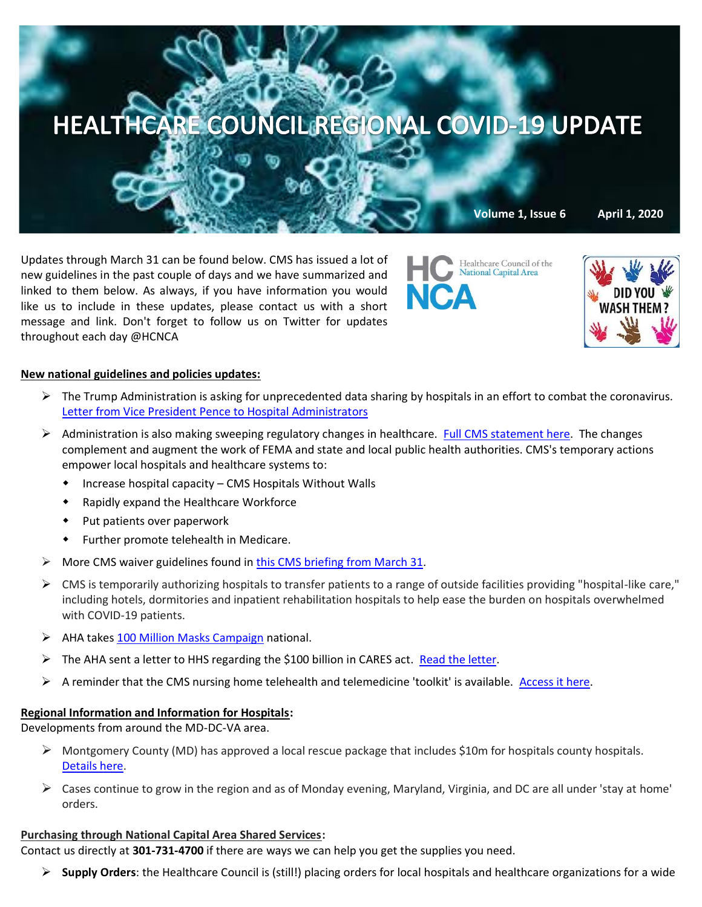# HEALTHCARE COUNCIL REGIONAL COVID-19 UPDATE

**Volume 1, Issue 6 April 1, 2020**

Updates through March 31 can be found below. CMS has issued a lot of new guidelines in the past couple of days and we have summarized and linked to them below. As always, if you have information you would like us to include in these updates, please contact us with a short message and link. Don't forget to follow us on Twitter for updates throughout each day @HCNCA

HC NCA Healthcare Council of the National Capital Area

DID YOU WASH THEM?

**New national guidelines and policies updates:**

- The Trump Administration is asking for unprecedented data sharing by hospitals in an effort to combat the coronavirus. Letter from Vice President Pence to Hospital Administrators
- Administration is also making sweeping regulatory changes in healthcare. Full CMS statement here. The changes complement and augment the work of FEMA and state and local public health authorities. CMS's temporary actions empower local hospitals and healthcare systems to:
  - Increase hospital capacity – CMS Hospitals Without Walls
  - Rapidly expand the Healthcare Workforce
  - Put patients over paperwork
  - Further promote telehealth in Medicare.
- More CMS waiver guidelines found in this CMS briefing from March 31.
- CMS is temporarily authorizing hospitals to transfer patients to a range of outside facilities providing "hospital-like care," including hotels, dormitories and inpatient rehabilitation hospitals to help ease the burden on hospitals overwhelmed with COVID-19 patients.
- AHA takes 100 Million Masks Campaign national.
- The AHA sent a letter to HHS regarding the $100 billion in CARES act. Read the letter.
- A reminder that the CMS nursing home telehealth and telemedicine 'toolkit' is available. Access it here.

**Regional Information and Information for Hospitals:**
Developments from around the MD-DC-VA area.

- Montgomery County (MD) has approved a local rescue package that includes $10m for hospitals county hospitals. Details here.
- Cases continue to grow in the region and as of Monday evening, Maryland, Virginia, and DC are all under 'stay at home' orders.

**Purchasing through National Capital Area Shared Services:**
Contact us directly at **301-731-4700** if there are ways we can help you get the supplies you need.

- **Supply Orders**: the Healthcare Council is (still!) placing orders for local hospitals and healthcare organizations for a wide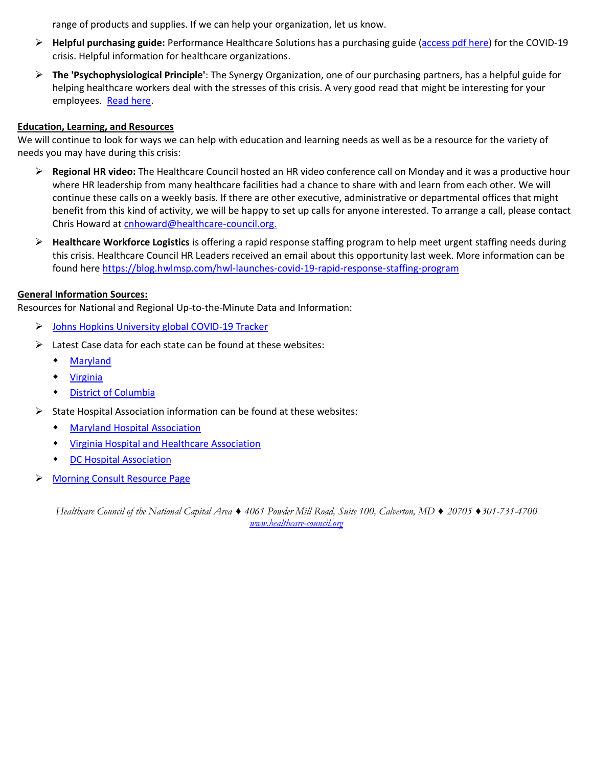range of products and supplies. If we can help your organization, let us know.

- **Helpful purchasing guide:** Performance Healthcare Solutions has a purchasing guide (access pdf here) for the COVID-19 crisis. Helpful information for healthcare organizations.
- **The 'Psychophysiological Principle'**: The Synergy Organization, one of our purchasing partners, has a helpful guide for helping healthcare workers deal with the stresses of this crisis. A very good read that might be interesting for your employees. Read here.

**Education, Learning, and Resources**

We will continue to look for ways we can help with education and learning needs as well as be a resource for the variety of needs you may have during this crisis:

- **Regional HR video:** The Healthcare Council hosted an HR video conference call on Monday and it was a productive hour where HR leadership from many healthcare facilities had a chance to share with and learn from each other. We will continue these calls on a weekly basis. If there are other executive, administrative or departmental offices that might benefit from this kind of activity, we will be happy to set up calls for anyone interested. To arrange a call, please contact Chris Howard at cnhoward@healthcare-council.org.
- **Healthcare Workforce Logistics** is offering a rapid response staffing program to help meet urgent staffing needs during this crisis. Healthcare Council HR Leaders received an email about this opportunity last week. More information can be found here https://blog.hwlmsp.com/hwl-launches-covid-19-rapid-response-staffing-program

**General Information Sources:**

Resources for National and Regional Up-to-the-Minute Data and Information:

- Johns Hopkins University global COVID-19 Tracker
- Latest Case data for each state can be found at these websites:
  - Maryland
  - Virginia
  - District of Columbia
- State Hospital Association information can be found at these websites:
  - Maryland Hospital Association
  - Virginia Hospital and Healthcare Association
  - DC Hospital Association
- Morning Consult Resource Page

*Healthcare Council of the National Capital Area ♦ 4061 Powder Mill Road, Suite 100, Calverton, MD ♦ 20705 ♦301-731-4700*
*www.healthcare-council.org*